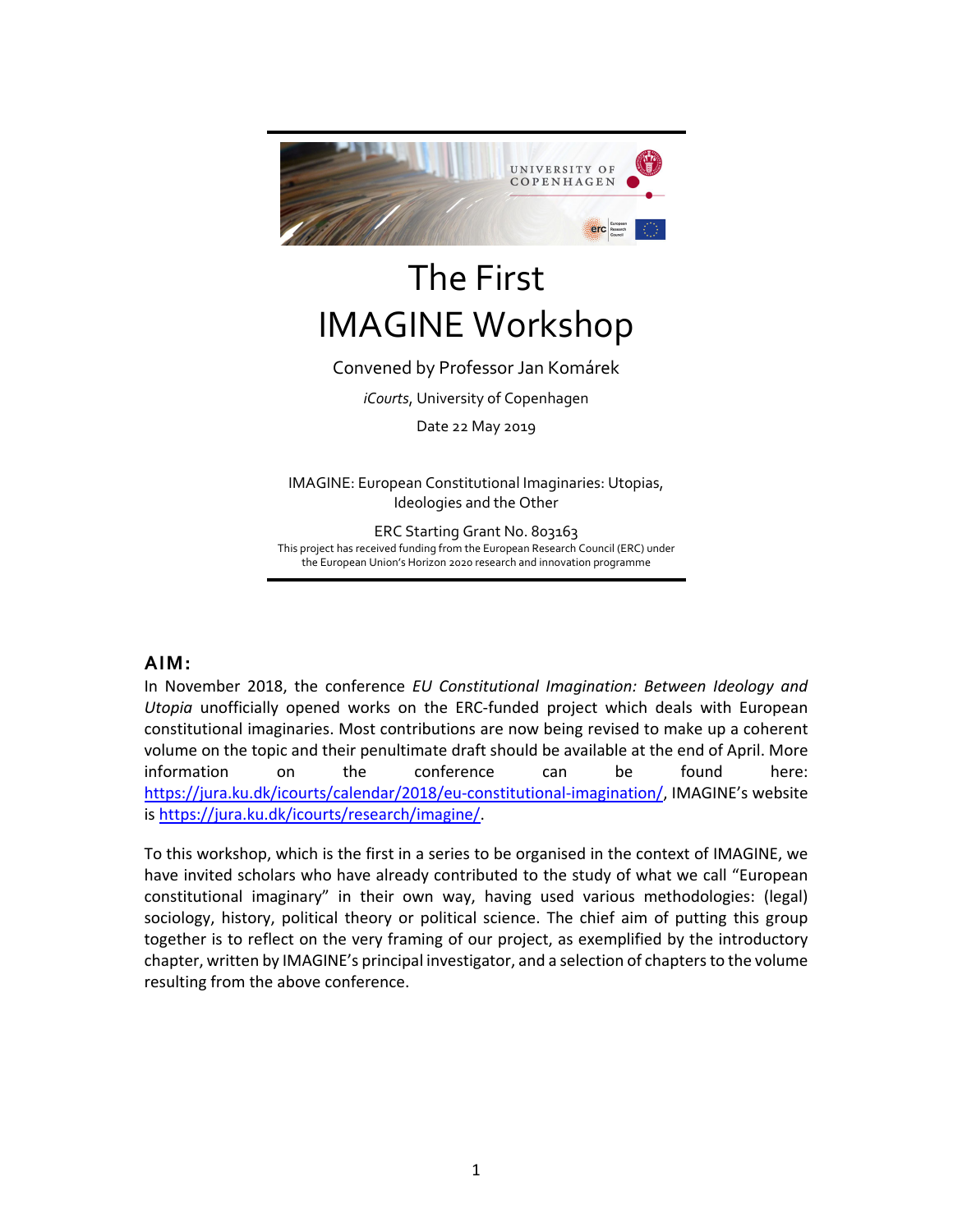# The First IMAGINE Workshop

Convened by Professor Jan Komárek

*iCourts*, University of Copenhagen

Date 22 May 2019

IMAGINE: European Constitutional Imaginaries: Utopias, Ideologies and the Other

ERC Starting Grant No. 803163

This project has received funding from the European Research Council (ERC) under the European Union's Horizon 2020 research and innovation programme

## AIM:

In November 2018, the conference *EU Constitutional Imagination: Between Ideology and Utopia* unofficially opened works on the ERC-funded project which deals with European constitutional imaginaries. Most contributions are now being revised to make up a coherent volume on the topic and their penultimate draft should be available at the end of April. More information on the conference can be found here: https://jura.ku.dk/icourts/calendar/2018/eu-constitutional-imagination/, IMAGINE's website is https://jura.ku.dk/icourts/research/imagine/.

To this workshop, which is the first in a series to be organised in the context of IMAGINE, we have invited scholars who have already contributed to the study of what we call "European constitutional imaginary" in their own way, having used various methodologies: (legal) sociology, history, political theory or political science. The chief aim of putting this group together is to reflect on the very framing of our project, as exemplified by the introductory chapter, written by IMAGINE's principal investigator, and a selection of chapters to the volume resulting from the above conference.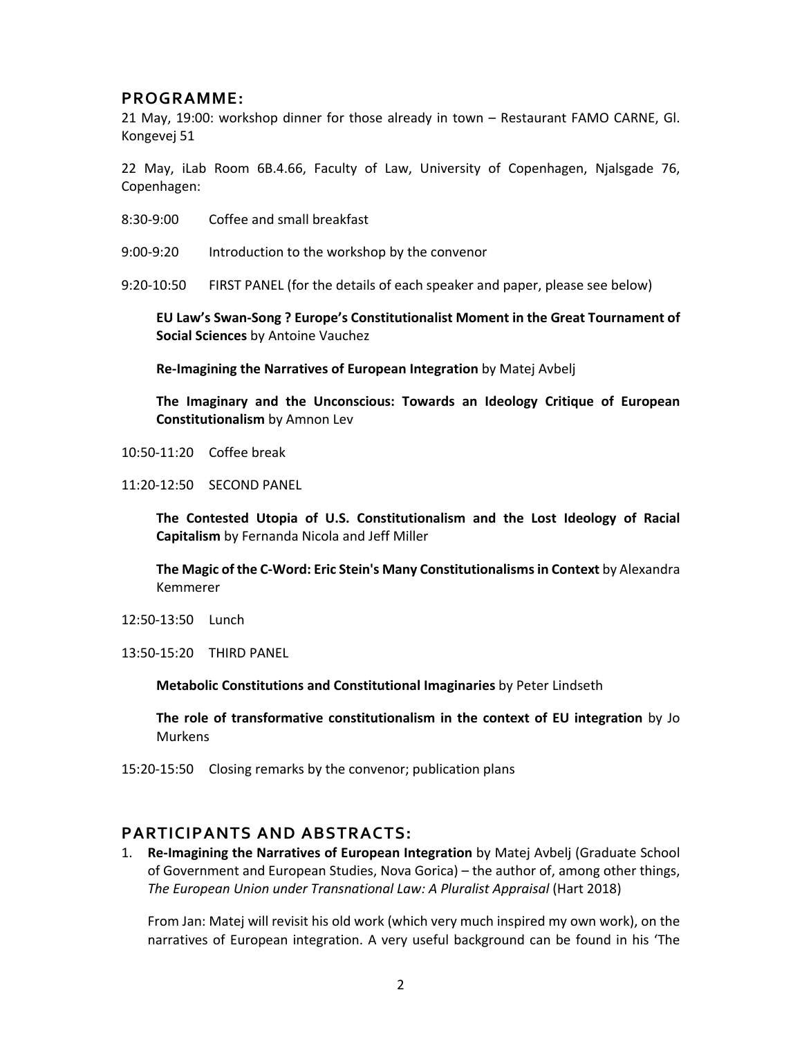## PROGRAMME:

21 May, 19:00: workshop dinner for those already in town – Restaurant FAMO CARNE, Gl. Kongevej 51

22 May, iLab Room 6B.4.66, Faculty of Law, University of Copenhagen, Njalsgade 76, Copenhagen:

8:30-9:00 Coffee and small breakfast

9:00-9:20 Introduction to the workshop by the convenor

9:20-10:50 FIRST PANEL (for the details of each speaker and paper, please see below)

**EU Law's Swan-Song ? Europe's Constitutionalist Moment in the Great Tournament of Social Sciences** by Antoine Vauchez

**Re-Imagining the Narratives of European Integration** by Matej Avbelj

**The Imaginary and the Unconscious: Towards an Ideology Critique of European Constitutionalism** by Amnon Lev

10:50-11:20 Coffee break

11:20-12:50 SECOND PANEL

**The Contested Utopia of U.S. Constitutionalism and the Lost Ideology of Racial Capitalism** by Fernanda Nicola and Jeff Miller

**The Magic of the C-Word: Eric Stein's Many Constitutionalisms in Context** by Alexandra Kemmerer

12:50-13:50 Lunch

13:50-15:20 THIRD PANEL

**Metabolic Constitutions and Constitutional Imaginaries** by Peter Lindseth

**The role of transformative constitutionalism in the context of EU integration** by Jo Murkens

15:20-15:50 Closing remarks by the convenor; publication plans

## PARTICIPANTS AND ABSTRACTS:

1. **Re-Imagining the Narratives of European Integration** by Matej Avbelj (Graduate School of Government and European Studies, Nova Gorica) – the author of, among other things, *The European Union under Transnational Law: A Pluralist Appraisal* (Hart 2018)

   From Jan: Matej will revisit his old work (which very much inspired my own work), on the narratives of European integration. A very useful background can be found in his 'The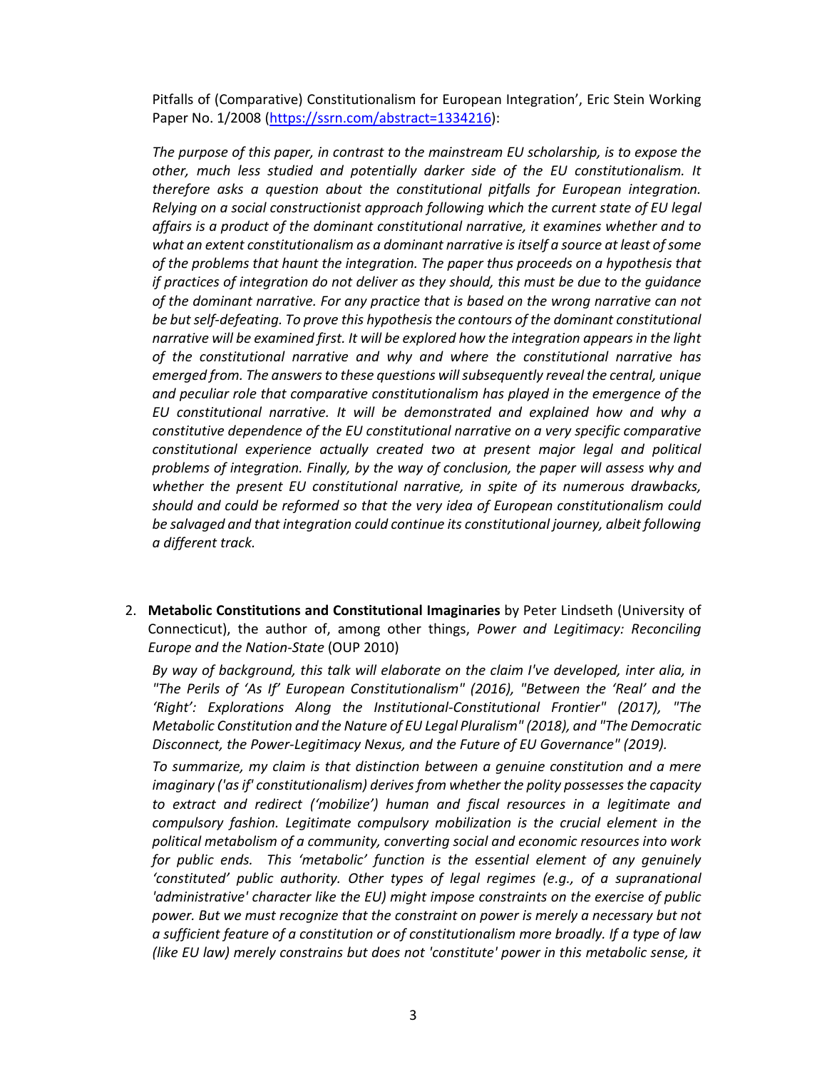Pitfalls of (Comparative) Constitutionalism for European Integration', Eric Stein Working Paper No. 1/2008 (https://ssrn.com/abstract=1334216):

*The purpose of this paper, in contrast to the mainstream EU scholarship, is to expose the other, much less studied and potentially darker side of the EU constitutionalism. It therefore asks a question about the constitutional pitfalls for European integration. Relying on a social constructionist approach following which the current state of EU legal affairs is a product of the dominant constitutional narrative, it examines whether and to what an extent constitutionalism as a dominant narrative is itself a source at least of some of the problems that haunt the integration. The paper thus proceeds on a hypothesis that if practices of integration do not deliver as they should, this must be due to the guidance of the dominant narrative. For any practice that is based on the wrong narrative can not be but self-defeating. To prove this hypothesis the contours of the dominant constitutional narrative will be examined first. It will be explored how the integration appears in the light of the constitutional narrative and why and where the constitutional narrative has emerged from. The answers to these questions will subsequently reveal the central, unique and peculiar role that comparative constitutionalism has played in the emergence of the EU constitutional narrative. It will be demonstrated and explained how and why a constitutive dependence of the EU constitutional narrative on a very specific comparative constitutional experience actually created two at present major legal and political problems of integration. Finally, by the way of conclusion, the paper will assess why and whether the present EU constitutional narrative, in spite of its numerous drawbacks, should and could be reformed so that the very idea of European constitutionalism could be salvaged and that integration could continue its constitutional journey, albeit following a different track.*

2. **Metabolic Constitutions and Constitutional Imaginaries** by Peter Lindseth (University of Connecticut), the author of, among other things, *Power and Legitimacy: Reconciling Europe and the Nation-State* (OUP 2010)

   *By way of background, this talk will elaborate on the claim I've developed, inter alia, in "The Perils of 'As If' European Constitutionalism" (2016), "Between the 'Real' and the 'Right': Explorations Along the Institutional-Constitutional Frontier" (2017), "The Metabolic Constitution and the Nature of EU Legal Pluralism" (2018), and "The Democratic Disconnect, the Power-Legitimacy Nexus, and the Future of EU Governance" (2019).*

   *To summarize, my claim is that distinction between a genuine constitution and a mere imaginary ('as if' constitutionalism) derives from whether the polity possesses the capacity to extract and redirect ('mobilize') human and fiscal resources in a legitimate and compulsory fashion. Legitimate compulsory mobilization is the crucial element in the political metabolism of a community, converting social and economic resources into work for public ends. This 'metabolic' function is the essential element of any genuinely 'constituted' public authority. Other types of legal regimes (e.g., of a supranational 'administrative' character like the EU) might impose constraints on the exercise of public power. But we must recognize that the constraint on power is merely a necessary but not a sufficient feature of a constitution or of constitutionalism more broadly. If a type of law (like EU law) merely constrains but does not 'constitute' power in this metabolic sense, it*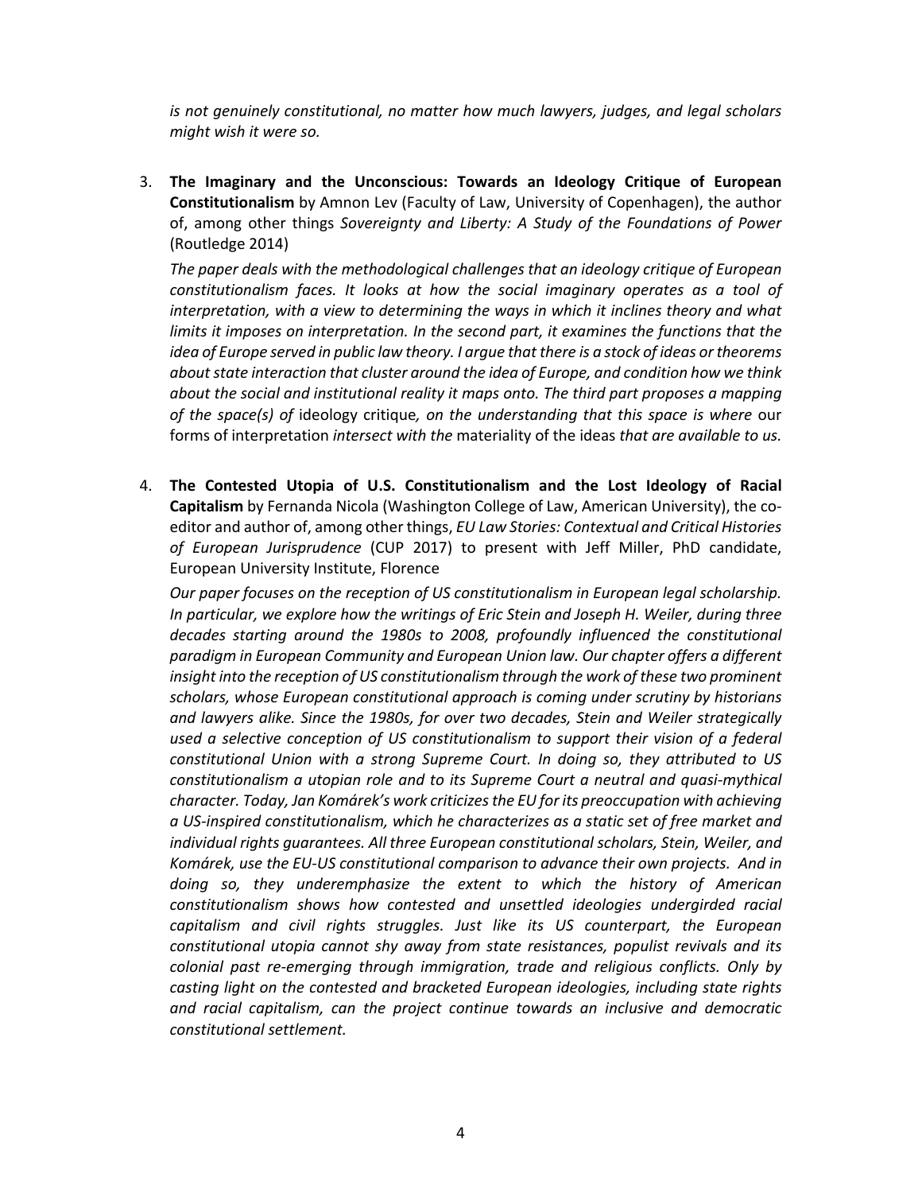*is not genuinely constitutional, no matter how much lawyers, judges, and legal scholars might wish it were so.*

3. **The Imaginary and the Unconscious: Towards an Ideology Critique of European Constitutionalism** by Amnon Lev (Faculty of Law, University of Copenhagen), the author of, among other things *Sovereignty and Liberty: A Study of the Foundations of Power* (Routledge 2014)

   *The paper deals with the methodological challenges that an ideology critique of European constitutionalism faces. It looks at how the social imaginary operates as a tool of interpretation, with a view to determining the ways in which it inclines theory and what limits it imposes on interpretation. In the second part, it examines the functions that the idea of Europe served in public law theory. I argue that there is a stock of ideas or theorems about state interaction that cluster around the idea of Europe, and condition how we think about the social and institutional reality it maps onto. The third part proposes a mapping of the space(s) of* ideology critique*, on the understanding that this space is where* our forms of interpretation *intersect with the* materiality of the ideas *that are available to us.*

4. **The Contested Utopia of U.S. Constitutionalism and the Lost Ideology of Racial Capitalism** by Fernanda Nicola (Washington College of Law, American University), the co-editor and author of, among other things, *EU Law Stories: Contextual and Critical Histories of European Jurisprudence* (CUP 2017) to present with Jeff Miller, PhD candidate, European University Institute, Florence

   *Our paper focuses on the reception of US constitutionalism in European legal scholarship. In particular, we explore how the writings of Eric Stein and Joseph H. Weiler, during three decades starting around the 1980s to 2008, profoundly influenced the constitutional paradigm in European Community and European Union law. Our chapter offers a different insight into the reception of US constitutionalism through the work of these two prominent scholars, whose European constitutional approach is coming under scrutiny by historians and lawyers alike. Since the 1980s, for over two decades, Stein and Weiler strategically used a selective conception of US constitutionalism to support their vision of a federal constitutional Union with a strong Supreme Court. In doing so, they attributed to US constitutionalism a utopian role and to its Supreme Court a neutral and quasi-mythical character. Today, Jan Komárek's work criticizes the EU for its preoccupation with achieving a US-inspired constitutionalism, which he characterizes as a static set of free market and individual rights guarantees. All three European constitutional scholars, Stein, Weiler, and Komárek, use the EU-US constitutional comparison to advance their own projects. And in doing so, they underemphasize the extent to which the history of American constitutionalism shows how contested and unsettled ideologies undergirded racial capitalism and civil rights struggles. Just like its US counterpart, the European constitutional utopia cannot shy away from state resistances, populist revivals and its colonial past re-emerging through immigration, trade and religious conflicts. Only by casting light on the contested and bracketed European ideologies, including state rights and racial capitalism, can the project continue towards an inclusive and democratic constitutional settlement.*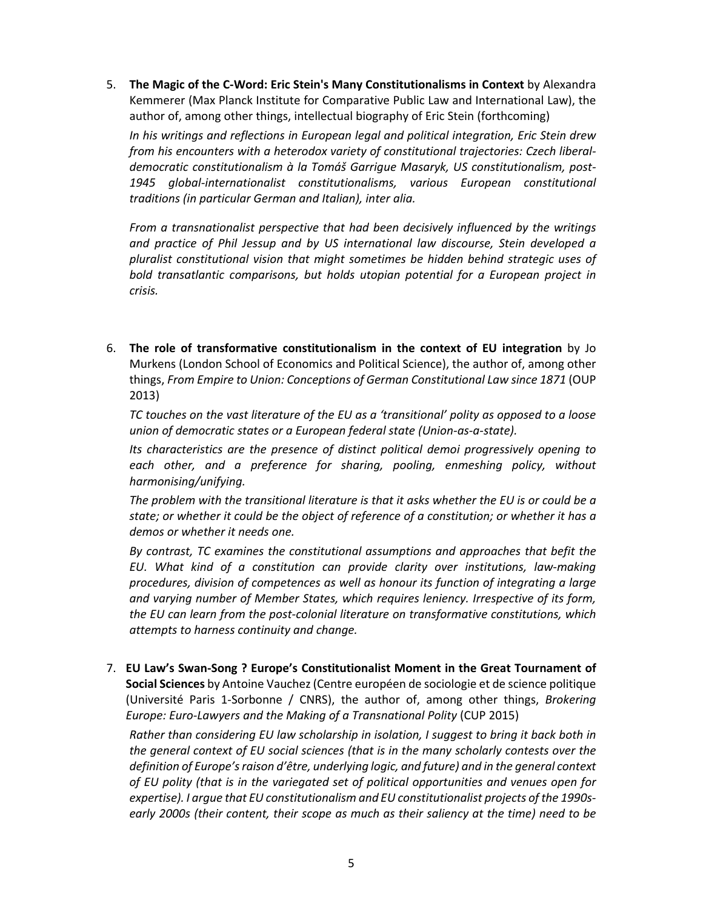5. **The Magic of the C-Word: Eric Stein's Many Constitutionalisms in Context** by Alexandra Kemmerer (Max Planck Institute for Comparative Public Law and International Law), the author of, among other things, intellectual biography of Eric Stein (forthcoming)

   *In his writings and reflections in European legal and political integration, Eric Stein drew from his encounters with a heterodox variety of constitutional trajectories: Czech liberal-democratic constitutionalism à la Tomáš Garrigue Masaryk, US constitutionalism, post-1945 global-internationalist constitutionalisms, various European constitutional traditions (in particular German and Italian), inter alia.*

   *From a transnationalist perspective that had been decisively influenced by the writings and practice of Phil Jessup and by US international law discourse, Stein developed a pluralist constitutional vision that might sometimes be hidden behind strategic uses of bold transatlantic comparisons, but holds utopian potential for a European project in crisis.*

6. **The role of transformative constitutionalism in the context of EU integration** by Jo Murkens (London School of Economics and Political Science), the author of, among other things, *From Empire to Union: Conceptions of German Constitutional Law since 1871* (OUP 2013)

   *TC touches on the vast literature of the EU as a 'transitional' polity as opposed to a loose union of democratic states or a European federal state (Union-as-a-state).*

   *Its characteristics are the presence of distinct political demoi progressively opening to each other, and a preference for sharing, pooling, enmeshing policy, without harmonising/unifying.*

   *The problem with the transitional literature is that it asks whether the EU is or could be a state; or whether it could be the object of reference of a constitution; or whether it has a demos or whether it needs one.*

   *By contrast, TC examines the constitutional assumptions and approaches that befit the EU. What kind of a constitution can provide clarity over institutions, law-making procedures, division of competences as well as honour its function of integrating a large and varying number of Member States, which requires leniency. Irrespective of its form, the EU can learn from the post-colonial literature on transformative constitutions, which attempts to harness continuity and change.*

7. **EU Law's Swan-Song ? Europe's Constitutionalist Moment in the Great Tournament of Social Sciences** by Antoine Vauchez (Centre européen de sociologie et de science politique (Université Paris 1-Sorbonne / CNRS), the author of, among other things, *Brokering Europe: Euro-Lawyers and the Making of a Transnational Polity* (CUP 2015)

   *Rather than considering EU law scholarship in isolation, I suggest to bring it back both in the general context of EU social sciences (that is in the many scholarly contests over the definition of Europe's raison d'être, underlying logic, and future) and in the general context of EU polity (that is in the variegated set of political opportunities and venues open for expertise). I argue that EU constitutionalism and EU constitutionalist projects of the 1990s-early 2000s (their content, their scope as much as their saliency at the time) need to be*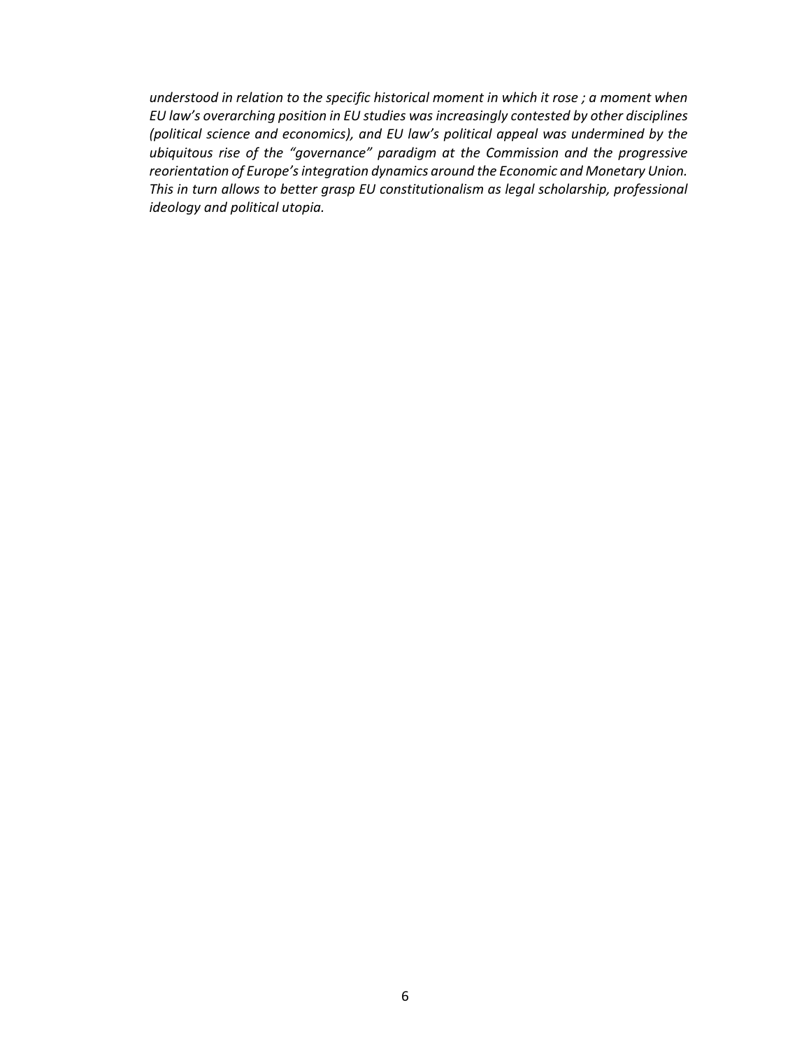*understood in relation to the specific historical moment in which it rose ; a moment when EU law's overarching position in EU studies was increasingly contested by other disciplines (political science and economics), and EU law's political appeal was undermined by the ubiquitous rise of the "governance" paradigm at the Commission and the progressive reorientation of Europe's integration dynamics around the Economic and Monetary Union. This in turn allows to better grasp EU constitutionalism as legal scholarship, professional ideology and political utopia.*